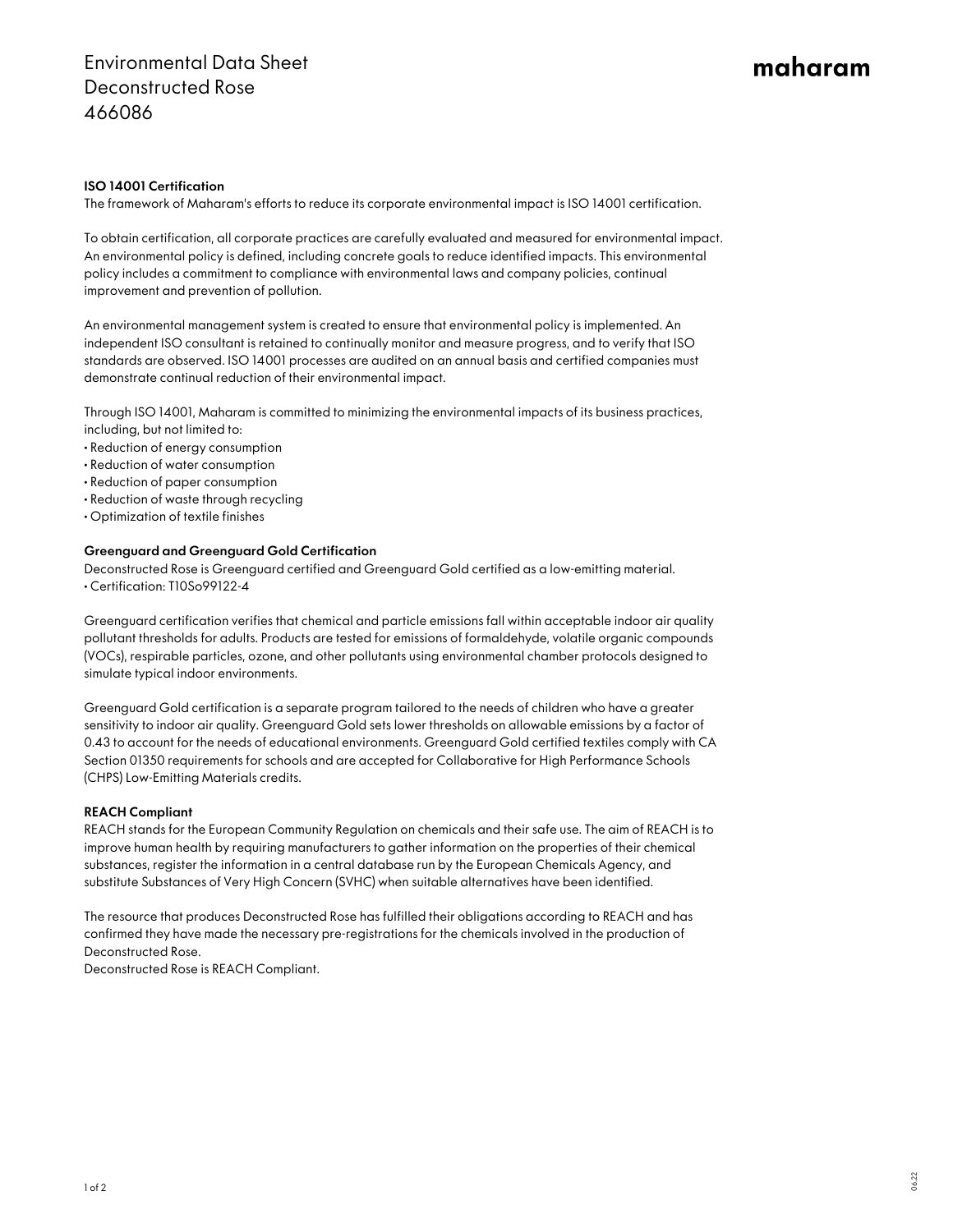# Environmental Data Sheet
# Deconstructed Rose
# 466086

maharam

### ISO 14001 Certification

The framework of Maharam's efforts to reduce its corporate environmental impact is ISO 14001 certification.

To obtain certification, all corporate practices are carefully evaluated and measured for environmental impact. An environmental policy is defined, including concrete goals to reduce identified impacts. This environmental policy includes a commitment to compliance with environmental laws and company policies, continual improvement and prevention of pollution.

An environmental management system is created to ensure that environmental policy is implemented. An independent ISO consultant is retained to continually monitor and measure progress, and to verify that ISO standards are observed. ISO 14001 processes are audited on an annual basis and certified companies must demonstrate continual reduction of their environmental impact.

Through ISO 14001, Maharam is committed to minimizing the environmental impacts of its business practices, including, but not limited to:

- Reduction of energy consumption
- Reduction of water consumption
- Reduction of paper consumption
- Reduction of waste through recycling
- Optimization of textile finishes

### Greenguard and Greenguard Gold Certification

Deconstructed Rose is Greenguard certified and Greenguard Gold certified as a low-emitting material.

- Certification: T10So99122-4

Greenguard certification verifies that chemical and particle emissions fall within acceptable indoor air quality pollutant thresholds for adults. Products are tested for emissions of formaldehyde, volatile organic compounds (VOCs), respirable particles, ozone, and other pollutants using environmental chamber protocols designed to simulate typical indoor environments.

Greenguard Gold certification is a separate program tailored to the needs of children who have a greater sensitivity to indoor air quality. Greenguard Gold sets lower thresholds on allowable emissions by a factor of 0.43 to account for the needs of educational environments. Greenguard Gold certified textiles comply with CA Section 01350 requirements for schools and are accepted for Collaborative for High Performance Schools (CHPS) Low-Emitting Materials credits.

### REACH Compliant

REACH stands for the European Community Regulation on chemicals and their safe use. The aim of REACH is to improve human health by requiring manufacturers to gather information on the properties of their chemical substances, register the information in a central database run by the European Chemicals Agency, and substitute Substances of Very High Concern (SVHC) when suitable alternatives have been identified.

The resource that produces Deconstructed Rose has fulfilled their obligations according to REACH and has confirmed they have made the necessary pre-registrations for the chemicals involved in the production of Deconstructed Rose.

Deconstructed Rose is REACH Compliant.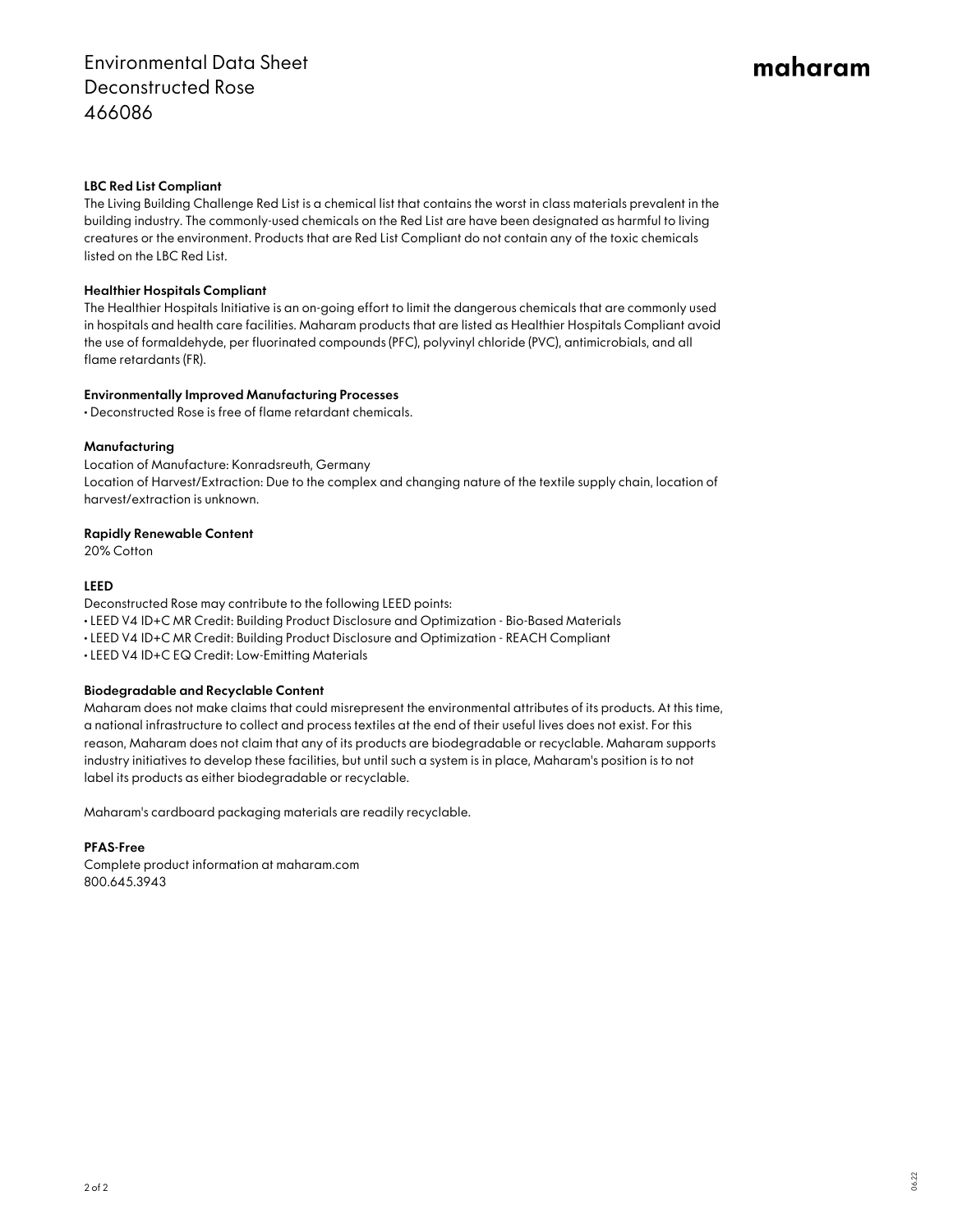# Environmental Data Sheet
# Deconstructed Rose
# 466086

maharam

**LBC Red List Compliant**

The Living Building Challenge Red List is a chemical list that contains the worst in class materials prevalent in the building industry. The commonly-used chemicals on the Red List are have been designated as harmful to living creatures or the environment. Products that are Red List Compliant do not contain any of the toxic chemicals listed on the LBC Red List.

**Healthier Hospitals Compliant**

The Healthier Hospitals Initiative is an on-going effort to limit the dangerous chemicals that are commonly used in hospitals and health care facilities. Maharam products that are listed as Healthier Hospitals Compliant avoid the use of formaldehyde, per fluorinated compounds (PFC), polyvinyl chloride (PVC), antimicrobials, and all flame retardants (FR).

**Environmentally Improved Manufacturing Processes**

• Deconstructed Rose is free of flame retardant chemicals.

**Manufacturing**

Location of Manufacture: Konradsreuth, Germany
Location of Harvest/Extraction: Due to the complex and changing nature of the textile supply chain, location of harvest/extraction is unknown.

**Rapidly Renewable Content**

20% Cotton

**LEED**

Deconstructed Rose may contribute to the following LEED points:

• LEED V4 ID+C MR Credit: Building Product Disclosure and Optimization - Bio-Based Materials
• LEED V4 ID+C MR Credit: Building Product Disclosure and Optimization - REACH Compliant
• LEED V4 ID+C EQ Credit: Low-Emitting Materials

**Biodegradable and Recyclable Content**

Maharam does not make claims that could misrepresent the environmental attributes of its products. At this time, a national infrastructure to collect and process textiles at the end of their useful lives does not exist. For this reason, Maharam does not claim that any of its products are biodegradable or recyclable. Maharam supports industry initiatives to develop these facilities, but until such a system is in place, Maharam's position is to not label its products as either biodegradable or recyclable.

Maharam's cardboard packaging materials are readily recyclable.

**PFAS-Free**

Complete product information at maharam.com
800.645.3943

06.22